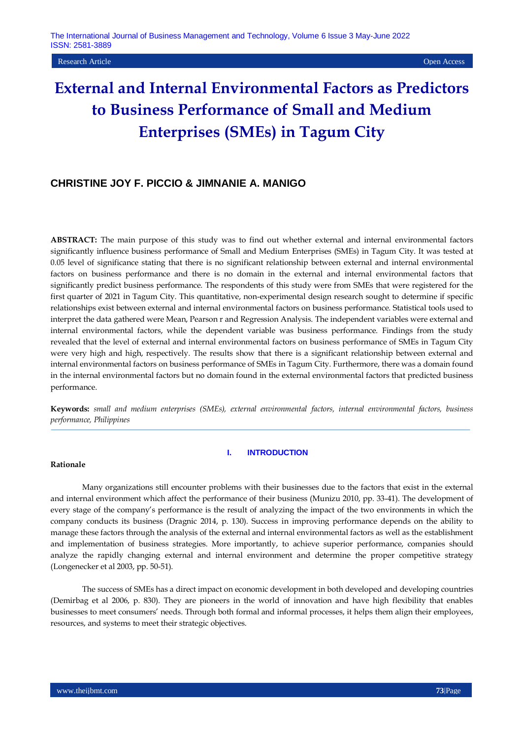Research Article

Open Access

# External and Internal Environmental Factors as Predictors to Business Performance of Small and Medium Enterprises (SMEs) in Tagum City

**CHRISTINE JOY F. PICCIO & JIMNANIE A. MANIGO**

**ABSTRACT:** The main purpose of this study was to find out whether external and internal environmental factors significantly influence business performance of Small and Medium Enterprises (SMEs) in Tagum City. It was tested at 0.05 level of significance stating that there is no significant relationship between external and internal environmental factors on business performance and there is no domain in the external and internal environmental factors that significantly predict business performance. The respondents of this study were from SMEs that were registered for the first quarter of 2021 in Tagum City. This quantitative, non-experimental design research sought to determine if specific relationships exist between external and internal environmental factors on business performance. Statistical tools used to interpret the data gathered were Mean, Pearson r and Regression Analysis. The independent variables were external and internal environmental factors, while the dependent variable was business performance. Findings from the study revealed that the level of external and internal environmental factors on business performance of SMEs in Tagum City were very high and high, respectively. The results show that there is a significant relationship between external and internal environmental factors on business performance of SMEs in Tagum City. Furthermore, there was a domain found in the internal environmental factors but no domain found in the external environmental factors that predicted business performance.

**Keywords:** *small and medium enterprises (SMEs), external environmental factors, internal environmental factors, business performance, Philippines*

## I. INTRODUCTION

**Rationale**

Many organizations still encounter problems with their businesses due to the factors that exist in the external and internal environment which affect the performance of their business (Munizu 2010, pp. 33-41). The development of every stage of the company's performance is the result of analyzing the impact of the two environments in which the company conducts its business (Dragnic 2014, p. 130). Success in improving performance depends on the ability to manage these factors through the analysis of the external and internal environmental factors as well as the establishment and implementation of business strategies. More importantly, to achieve superior performance, companies should analyze the rapidly changing external and internal environment and determine the proper competitive strategy (Longenecker et al 2003, pp. 50-51).

The success of SMEs has a direct impact on economic development in both developed and developing countries (Demirbag et al 2006, p. 830). They are pioneers in the world of innovation and have high flexibility that enables businesses to meet consumers' needs. Through both formal and informal processes, it helps them align their employees, resources, and systems to meet their strategic objectives.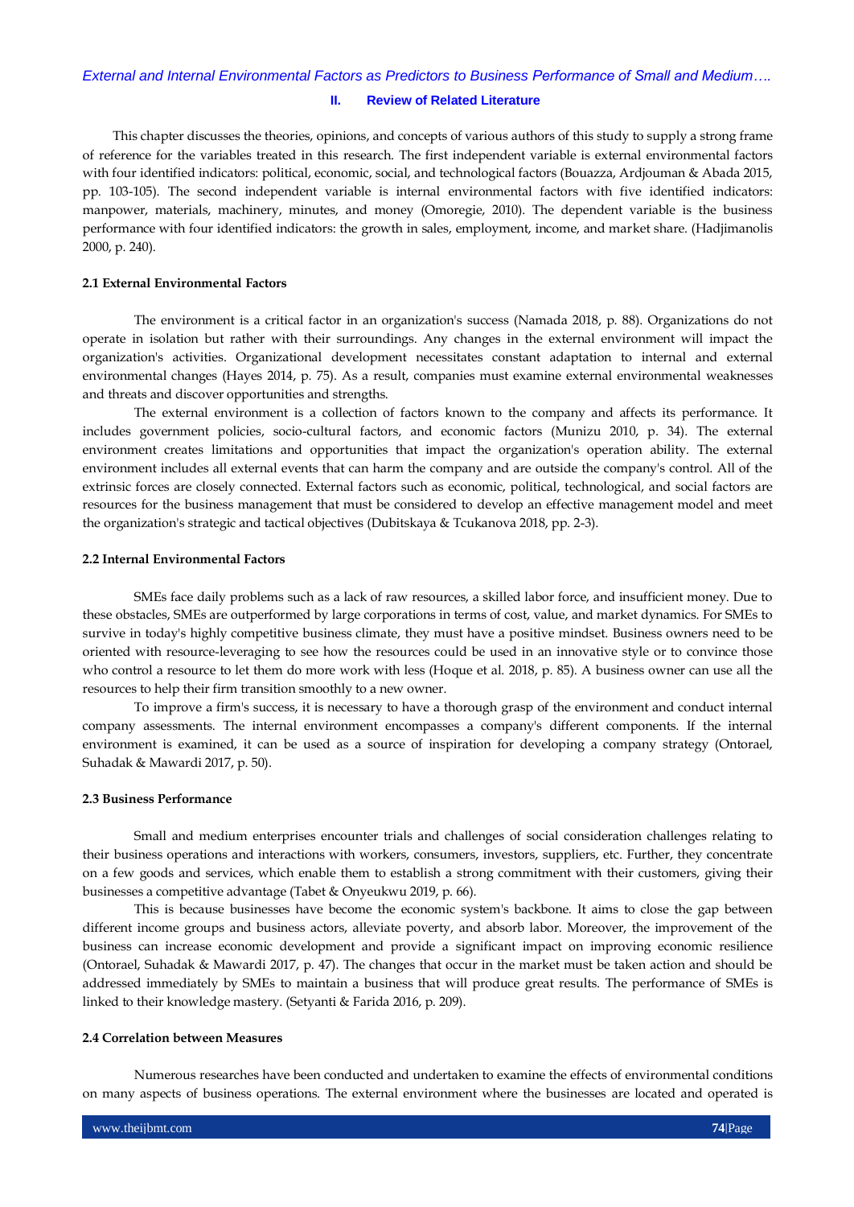## II. Review of Related Literature

This chapter discusses the theories, opinions, and concepts of various authors of this study to supply a strong frame of reference for the variables treated in this research. The first independent variable is external environmental factors with four identified indicators: political, economic, social, and technological factors (Bouazza, Ardjouman & Abada 2015, pp. 103-105). The second independent variable is internal environmental factors with five identified indicators: manpower, materials, machinery, minutes, and money (Omoregie, 2010). The dependent variable is the business performance with four identified indicators: the growth in sales, employment, income, and market share. (Hadjimanolis 2000, p. 240).

### 2.1 External Environmental Factors

The environment is a critical factor in an organization's success (Namada 2018, p. 88). Organizations do not operate in isolation but rather with their surroundings. Any changes in the external environment will impact the organization's activities. Organizational development necessitates constant adaptation to internal and external environmental changes (Hayes 2014, p. 75). As a result, companies must examine external environmental weaknesses and threats and discover opportunities and strengths.

The external environment is a collection of factors known to the company and affects its performance. It includes government policies, socio-cultural factors, and economic factors (Munizu 2010, p. 34). The external environment creates limitations and opportunities that impact the organization's operation ability. The external environment includes all external events that can harm the company and are outside the company's control. All of the extrinsic forces are closely connected. External factors such as economic, political, technological, and social factors are resources for the business management that must be considered to develop an effective management model and meet the organization's strategic and tactical objectives (Dubitskaya & Tcukanova 2018, pp. 2-3).

### 2.2 Internal Environmental Factors

SMEs face daily problems such as a lack of raw resources, a skilled labor force, and insufficient money. Due to these obstacles, SMEs are outperformed by large corporations in terms of cost, value, and market dynamics. For SMEs to survive in today's highly competitive business climate, they must have a positive mindset. Business owners need to be oriented with resource-leveraging to see how the resources could be used in an innovative style or to convince those who control a resource to let them do more work with less (Hoque et al. 2018, p. 85). A business owner can use all the resources to help their firm transition smoothly to a new owner.

To improve a firm's success, it is necessary to have a thorough grasp of the environment and conduct internal company assessments. The internal environment encompasses a company's different components. If the internal environment is examined, it can be used as a source of inspiration for developing a company strategy (Ontorael, Suhadak & Mawardi 2017, p. 50).

### 2.3 Business Performance

Small and medium enterprises encounter trials and challenges of social consideration challenges relating to their business operations and interactions with workers, consumers, investors, suppliers, etc. Further, they concentrate on a few goods and services, which enable them to establish a strong commitment with their customers, giving their businesses a competitive advantage (Tabet & Onyeukwu 2019, p. 66).

This is because businesses have become the economic system's backbone. It aims to close the gap between different income groups and business actors, alleviate poverty, and absorb labor. Moreover, the improvement of the business can increase economic development and provide a significant impact on improving economic resilience (Ontorael, Suhadak & Mawardi 2017, p. 47). The changes that occur in the market must be taken action and should be addressed immediately by SMEs to maintain a business that will produce great results. The performance of SMEs is linked to their knowledge mastery. (Setyanti & Farida 2016, p. 209).

### 2.4 Correlation between Measures

Numerous researches have been conducted and undertaken to examine the effects of environmental conditions on many aspects of business operations. The external environment where the businesses are located and operated is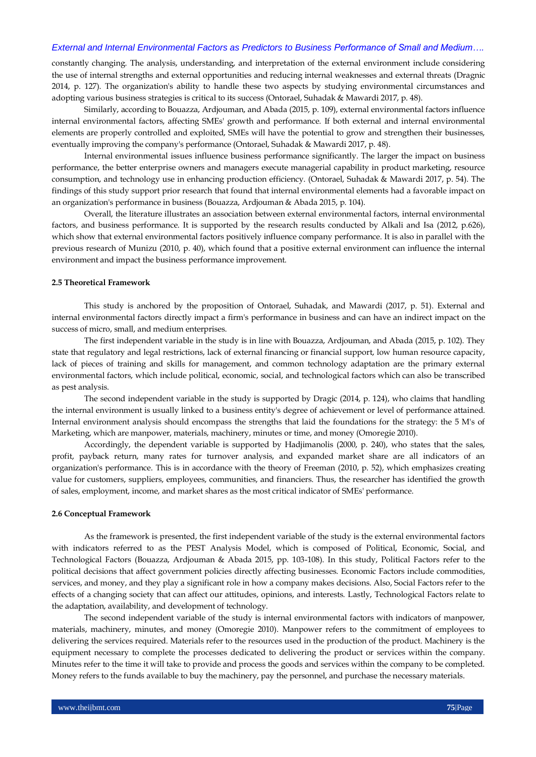constantly changing. The analysis, understanding, and interpretation of the external environment include considering the use of internal strengths and external opportunities and reducing internal weaknesses and external threats (Dragnic 2014, p. 127). The organization's ability to handle these two aspects by studying environmental circumstances and adopting various business strategies is critical to its success (Ontorael, Suhadak & Mawardi 2017, p. 48).

Similarly, according to Bouazza, Ardjouman, and Abada (2015, p. 109), external environmental factors influence internal environmental factors, affecting SMEs' growth and performance. If both external and internal environmental elements are properly controlled and exploited, SMEs will have the potential to grow and strengthen their businesses, eventually improving the company's performance (Ontorael, Suhadak & Mawardi 2017, p. 48).

Internal environmental issues influence business performance significantly. The larger the impact on business performance, the better enterprise owners and managers execute managerial capability in product marketing, resource consumption, and technology use in enhancing production efficiency. (Ontorael, Suhadak & Mawardi 2017, p. 54). The findings of this study support prior research that found that internal environmental elements had a favorable impact on an organization's performance in business (Bouazza, Ardjouman & Abada 2015, p. 104).

Overall, the literature illustrates an association between external environmental factors, internal environmental factors, and business performance. It is supported by the research results conducted by Alkali and Isa (2012, p.626), which show that external environmental factors positively influence company performance. It is also in parallel with the previous research of Munizu (2010, p. 40), which found that a positive external environment can influence the internal environment and impact the business performance improvement.

### 2.5 Theoretical Framework

This study is anchored by the proposition of Ontorael, Suhadak, and Mawardi (2017, p. 51). External and internal environmental factors directly impact a firm's performance in business and can have an indirect impact on the success of micro, small, and medium enterprises.

The first independent variable in the study is in line with Bouazza, Ardjouman, and Abada (2015, p. 102). They state that regulatory and legal restrictions, lack of external financing or financial support, low human resource capacity, lack of pieces of training and skills for management, and common technology adaptation are the primary external environmental factors, which include political, economic, social, and technological factors which can also be transcribed as pest analysis.

The second independent variable in the study is supported by Dragic (2014, p. 124), who claims that handling the internal environment is usually linked to a business entity's degree of achievement or level of performance attained. Internal environment analysis should encompass the strengths that laid the foundations for the strategy: the 5 M's of Marketing, which are manpower, materials, machinery, minutes or time, and money (Omoregie 2010).

Accordingly, the dependent variable is supported by Hadjimanolis (2000, p. 240), who states that the sales, profit, payback return, many rates for turnover analysis, and expanded market share are all indicators of an organization's performance. This is in accordance with the theory of Freeman (2010, p. 52), which emphasizes creating value for customers, suppliers, employees, communities, and financiers. Thus, the researcher has identified the growth of sales, employment, income, and market shares as the most critical indicator of SMEs' performance.

### 2.6 Conceptual Framework

As the framework is presented, the first independent variable of the study is the external environmental factors with indicators referred to as the PEST Analysis Model, which is composed of Political, Economic, Social, and Technological Factors (Bouazza, Ardjouman & Abada 2015, pp. 103-108). In this study, Political Factors refer to the political decisions that affect government policies directly affecting businesses. Economic Factors include commodities, services, and money, and they play a significant role in how a company makes decisions. Also, Social Factors refer to the effects of a changing society that can affect our attitudes, opinions, and interests. Lastly, Technological Factors relate to the adaptation, availability, and development of technology.

The second independent variable of the study is internal environmental factors with indicators of manpower, materials, machinery, minutes, and money (Omoregie 2010). Manpower refers to the commitment of employees to delivering the services required. Materials refer to the resources used in the production of the product. Machinery is the equipment necessary to complete the processes dedicated to delivering the product or services within the company. Minutes refer to the time it will take to provide and process the goods and services within the company to be completed. Money refers to the funds available to buy the machinery, pay the personnel, and purchase the necessary materials.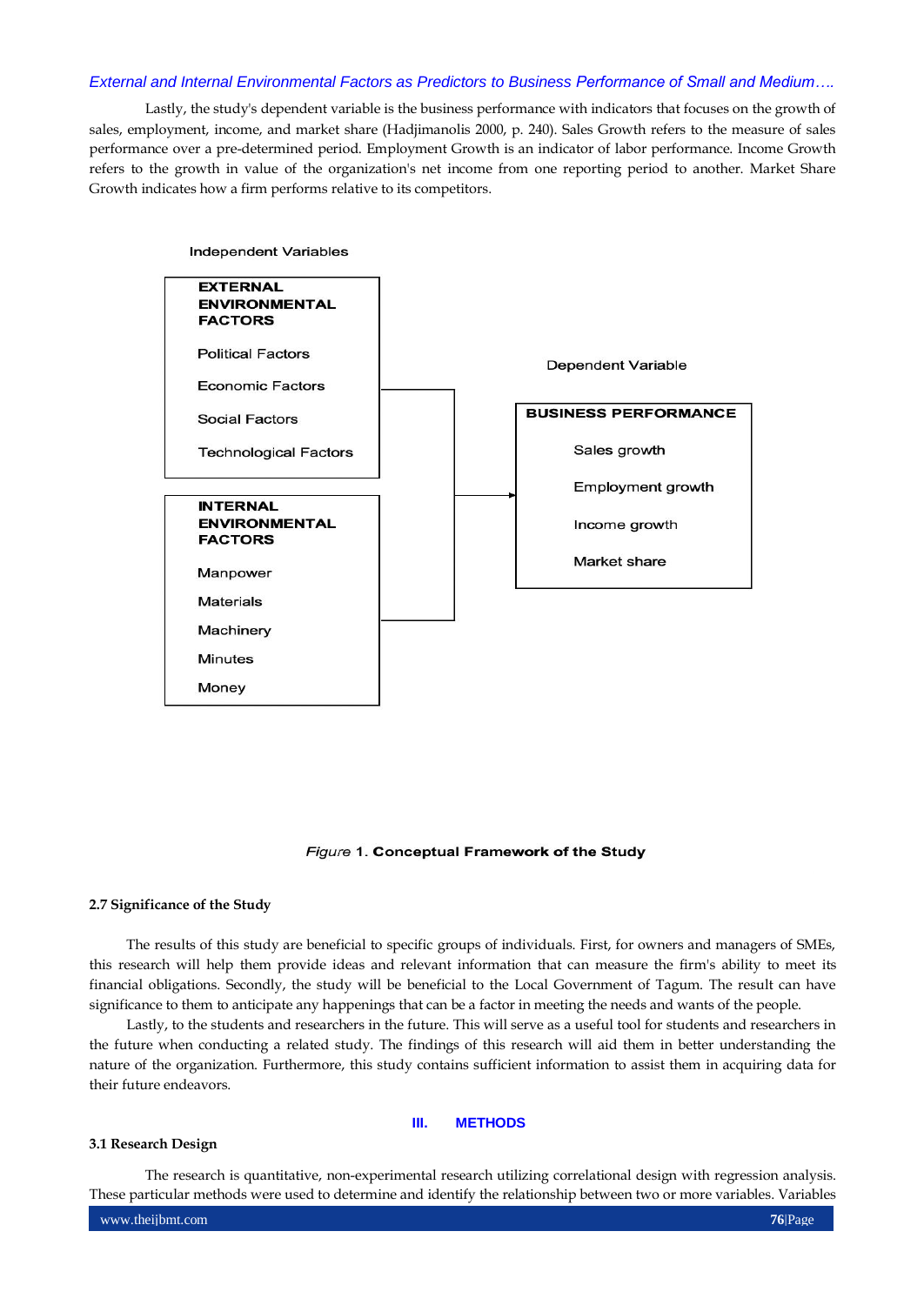Lastly, the study's dependent variable is the business performance with indicators that focuses on the growth of sales, employment, income, and market share (Hadjimanolis 2000, p. 240). Sales Growth refers to the measure of sales performance over a pre-determined period. Employment Growth is an indicator of labor performance. Income Growth refers to the growth in value of the organization's net income from one reporting period to another. Market Share Growth indicates how a firm performs relative to its competitors.

Independent Variables

**EXTERNAL ENVIRONMENTAL FACTORS**

- Political Factors
- Economic Factors
- Social Factors
- Technological Factors

**INTERNAL ENVIRONMENTAL FACTORS**

- Manpower
- Materials
- Machinery
- Minutes
- Money

Dependent Variable

**BUSINESS PERFORMANCE**

- Sales growth
- Employment growth
- Income growth
- Market share

*Figure* 1. **Conceptual Framework of the Study**

### 2.7 Significance of the Study

The results of this study are beneficial to specific groups of individuals. First, for owners and managers of SMEs, this research will help them provide ideas and relevant information that can measure the firm's ability to meet its financial obligations. Secondly, the study will be beneficial to the Local Government of Tagum. The result can have significance to them to anticipate any happenings that can be a factor in meeting the needs and wants of the people.

Lastly, to the students and researchers in the future. This will serve as a useful tool for students and researchers in the future when conducting a related study. The findings of this research will aid them in better understanding the nature of the organization. Furthermore, this study contains sufficient information to assist them in acquiring data for their future endeavors.

## III. METHODS

### 3.1 Research Design

The research is quantitative, non-experimental research utilizing correlational design with regression analysis. These particular methods were used to determine and identify the relationship between two or more variables. Variables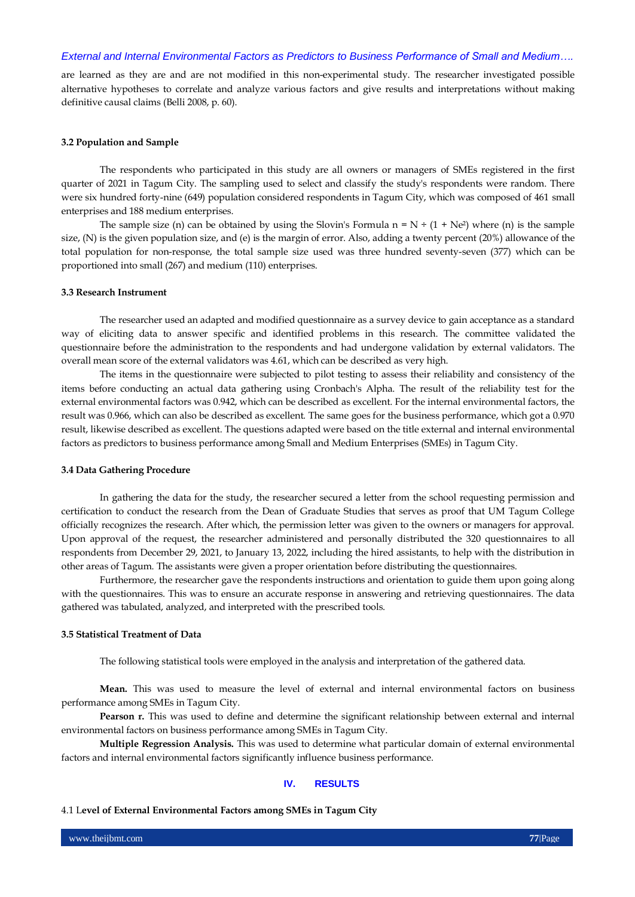are learned as they are and are not modified in this non-experimental study. The researcher investigated possible alternative hypotheses to correlate and analyze various factors and give results and interpretations without making definitive causal claims (Belli 2008, p. 60).

### 3.2 Population and Sample

The respondents who participated in this study are all owners or managers of SMEs registered in the first quarter of 2021 in Tagum City. The sampling used to select and classify the study's respondents were random. There were six hundred forty-nine (649) population considered respondents in Tagum City, which was composed of 461 small enterprises and 188 medium enterprises.

The sample size (n) can be obtained by using the Slovin's Formula $n = N \div (1 + Ne^2)$ where (n) is the sample size, (N) is the given population size, and (e) is the margin of error. Also, adding a twenty percent (20%) allowance of the total population for non-response, the total sample size used was three hundred seventy-seven (377) which can be proportioned into small (267) and medium (110) enterprises.

### 3.3 Research Instrument

The researcher used an adapted and modified questionnaire as a survey device to gain acceptance as a standard way of eliciting data to answer specific and identified problems in this research. The committee validated the questionnaire before the administration to the respondents and had undergone validation by external validators. The overall mean score of the external validators was 4.61, which can be described as very high.

The items in the questionnaire were subjected to pilot testing to assess their reliability and consistency of the items before conducting an actual data gathering using Cronbach's Alpha. The result of the reliability test for the external environmental factors was 0.942, which can be described as excellent. For the internal environmental factors, the result was 0.966, which can also be described as excellent. The same goes for the business performance, which got a 0.970 result, likewise described as excellent. The questions adapted were based on the title external and internal environmental factors as predictors to business performance among Small and Medium Enterprises (SMEs) in Tagum City.

### 3.4 Data Gathering Procedure

In gathering the data for the study, the researcher secured a letter from the school requesting permission and certification to conduct the research from the Dean of Graduate Studies that serves as proof that UM Tagum College officially recognizes the research. After which, the permission letter was given to the owners or managers for approval. Upon approval of the request, the researcher administered and personally distributed the 320 questionnaires to all respondents from December 29, 2021, to January 13, 2022, including the hired assistants, to help with the distribution in other areas of Tagum. The assistants were given a proper orientation before distributing the questionnaires.

Furthermore, the researcher gave the respondents instructions and orientation to guide them upon going along with the questionnaires. This was to ensure an accurate response in answering and retrieving questionnaires. The data gathered was tabulated, analyzed, and interpreted with the prescribed tools.

### 3.5 Statistical Treatment of Data

The following statistical tools were employed in the analysis and interpretation of the gathered data.

**Mean.** This was used to measure the level of external and internal environmental factors on business performance among SMEs in Tagum City.

**Pearson r.** This was used to define and determine the significant relationship between external and internal environmental factors on business performance among SMEs in Tagum City.

**Multiple Regression Analysis.** This was used to determine what particular domain of external environmental factors and internal environmental factors significantly influence business performance.

## IV. RESULTS

### 4.1 Level of External Environmental Factors among SMEs in Tagum City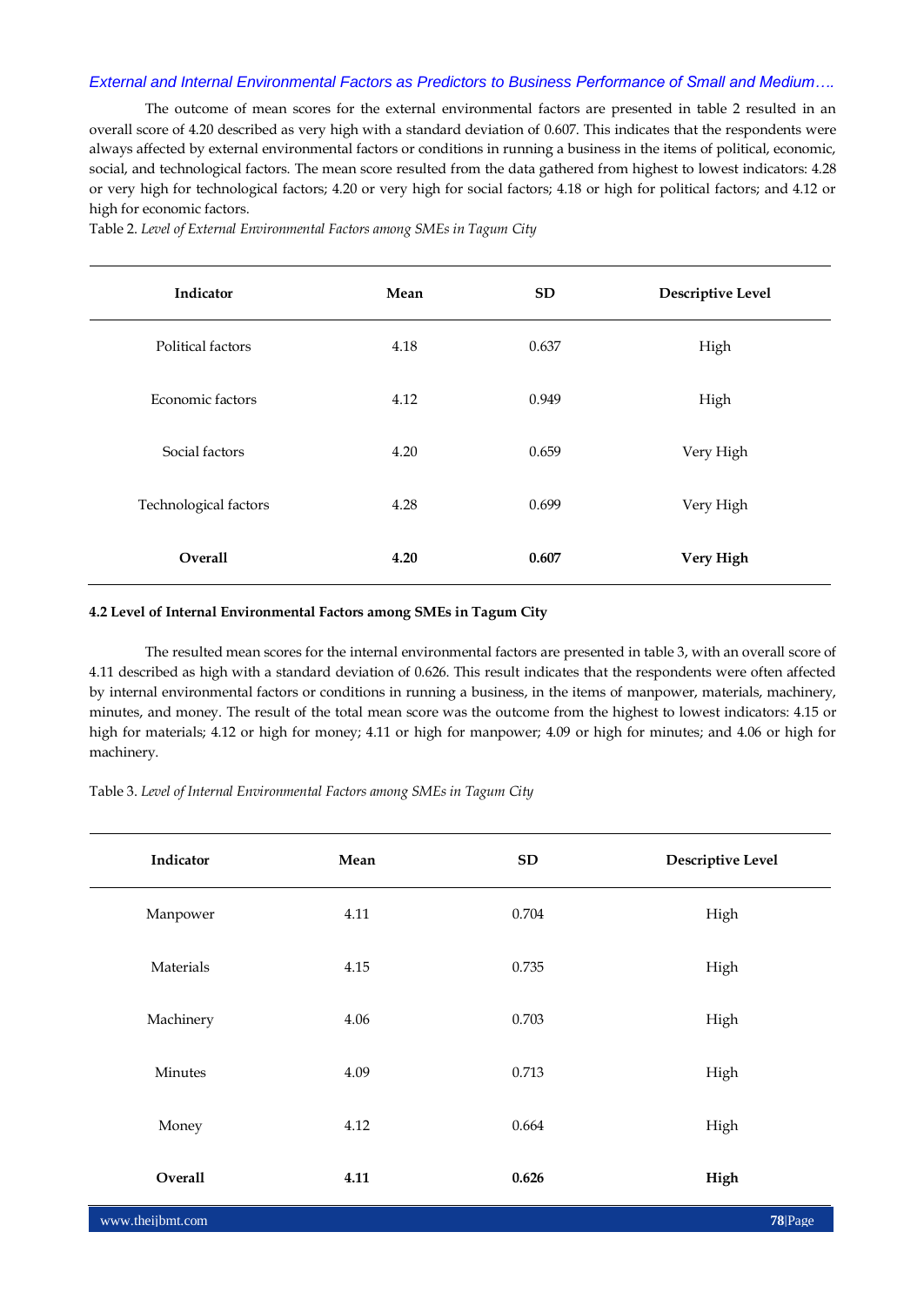The outcome of mean scores for the external environmental factors are presented in table 2 resulted in an overall score of 4.20 described as very high with a standard deviation of 0.607. This indicates that the respondents were always affected by external environmental factors or conditions in running a business in the items of political, economic, social, and technological factors. The mean score resulted from the data gathered from highest to lowest indicators: 4.28 or very high for technological factors; 4.20 or very high for social factors; 4.18 or high for political factors; and 4.12 or high for economic factors.

Table 2. *Level of External Environmental Factors among SMEs in Tagum City*

| Indicator | Mean | SD | Descriptive Level |
|---|---|---|---|
| Political factors | 4.18 | 0.637 | High |
| Economic factors | 4.12 | 0.949 | High |
| Social factors | 4.20 | 0.659 | Very High |
| Technological factors | 4.28 | 0.699 | Very High |
| **Overall** | **4.20** | **0.607** | **Very High** |

#### 4.2 Level of Internal Environmental Factors among SMEs in Tagum City

The resulted mean scores for the internal environmental factors are presented in table 3, with an overall score of 4.11 described as high with a standard deviation of 0.626. This result indicates that the respondents were often affected by internal environmental factors or conditions in running a business, in the items of manpower, materials, machinery, minutes, and money. The result of the total mean score was the outcome from the highest to lowest indicators: 4.15 or high for materials; 4.12 or high for money; 4.11 or high for manpower; 4.09 or high for minutes; and 4.06 or high for machinery.

Table 3. *Level of Internal Environmental Factors among SMEs in Tagum City*

| Indicator | Mean | SD | Descriptive Level |
|---|---|---|---|
| Manpower | 4.11 | 0.704 | High |
| Materials | 4.15 | 0.735 | High |
| Machinery | 4.06 | 0.703 | High |
| Minutes | 4.09 | 0.713 | High |
| Money | 4.12 | 0.664 | High |
| **Overall** | **4.11** | **0.626** | **High** |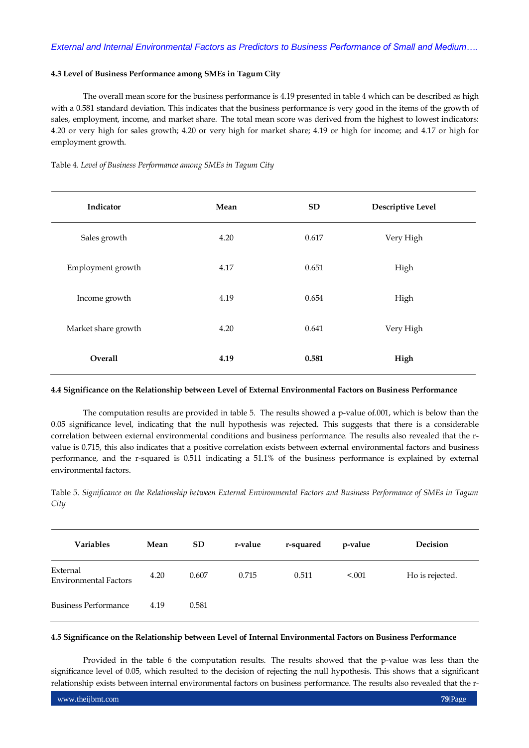### 4.3 Level of Business Performance among SMEs in Tagum City

The overall mean score for the business performance is 4.19 presented in table 4 which can be described as high with a 0.581 standard deviation. This indicates that the business performance is very good in the items of the growth of sales, employment, income, and market share. The total mean score was derived from the highest to lowest indicators: 4.20 or very high for sales growth; 4.20 or very high for market share; 4.19 or high for income; and 4.17 or high for employment growth.

Table 4. *Level of Business Performance among SMEs in Tagum City*

| Indicator | Mean | SD | Descriptive Level |
|---|---|---|---|
| Sales growth | 4.20 | 0.617 | Very High |
| Employment growth | 4.17 | 0.651 | High |
| Income growth | 4.19 | 0.654 | High |
| Market share growth | 4.20 | 0.641 | Very High |
| **Overall** | **4.19** | **0.581** | **High** |

### 4.4 Significance on the Relationship between Level of External Environmental Factors on Business Performance

The computation results are provided in table 5. The results showed a p-value of.001, which is below than the 0.05 significance level, indicating that the null hypothesis was rejected. This suggests that there is a considerable correlation between external environmental conditions and business performance. The results also revealed that the r-value is 0.715, this also indicates that a positive correlation exists between external environmental factors and business performance, and the r-squared is 0.511 indicating a 51.1% of the business performance is explained by external environmental factors.

Table 5. *Significance on the Relationship between External Environmental Factors and Business Performance of SMEs in Tagum City*

| Variables | Mean | SD | r-value | r-squared | p-value | Decision |
|---|---|---|---|---|---|---|
| External Environmental Factors | 4.20 | 0.607 | 0.715 | 0.511 | <.001 | Ho is rejected. |
| Business Performance | 4.19 | 0.581 | | | | |

### 4.5 Significance on the Relationship between Level of Internal Environmental Factors on Business Performance

Provided in the table 6 the computation results. The results showed that the p-value was less than the significance level of 0.05, which resulted to the decision of rejecting the null hypothesis. This shows that a significant relationship exists between internal environmental factors on business performance. The results also revealed that the r-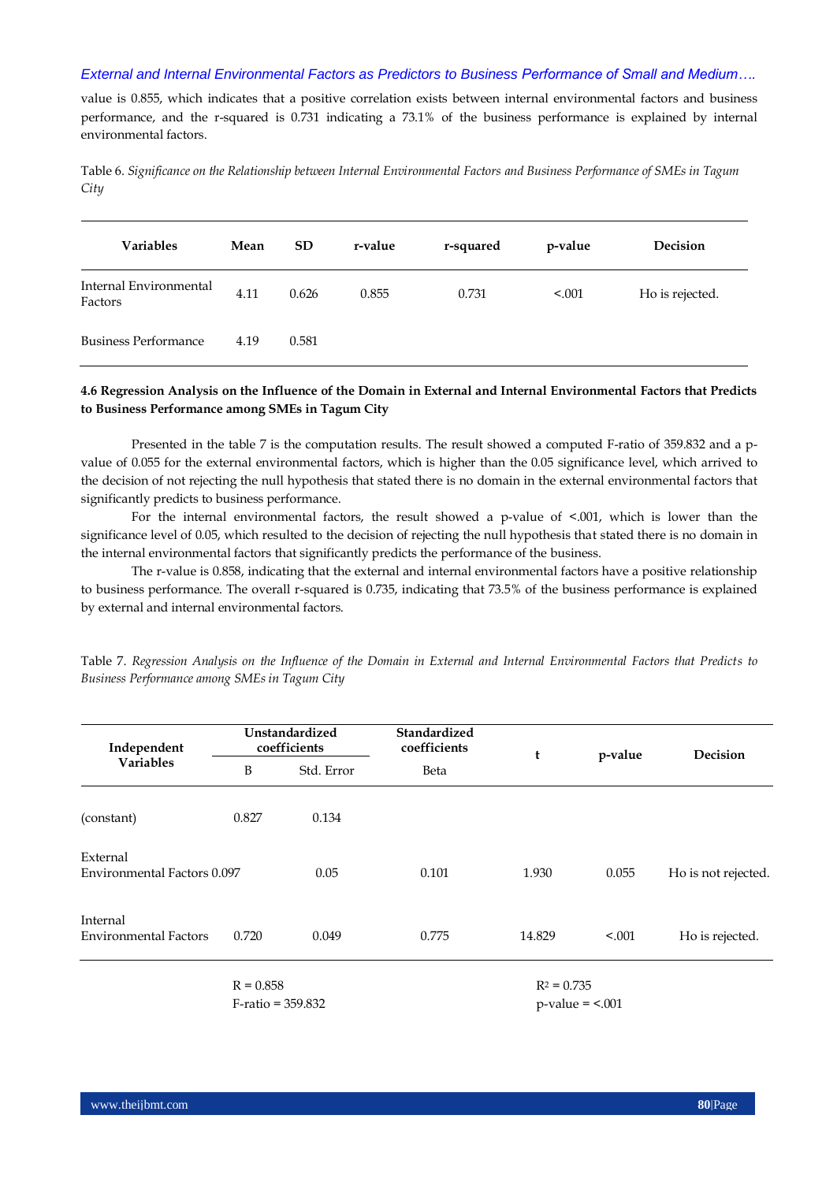value is 0.855, which indicates that a positive correlation exists between internal environmental factors and business performance, and the r-squared is 0.731 indicating a 73.1% of the business performance is explained by internal environmental factors.

Table 6. *Significance on the Relationship between Internal Environmental Factors and Business Performance of SMEs in Tagum City*

| Variables | Mean | SD | r-value | r-squared | p-value | Decision |
|---|---|---|---|---|---|---|
| Internal Environmental Factors | 4.11 | 0.626 | 0.855 | 0.731 | <.001 | Ho is rejected. |
| Business Performance | 4.19 | 0.581 | | | | |

**4.6 Regression Analysis on the Influence of the Domain in External and Internal Environmental Factors that Predicts to Business Performance among SMEs in Tagum City**

Presented in the table 7 is the computation results. The result showed a computed F-ratio of 359.832 and a p-value of 0.055 for the external environmental factors, which is higher than the 0.05 significance level, which arrived to the decision of not rejecting the null hypothesis that stated there is no domain in the external environmental factors that significantly predicts to business performance.

For the internal environmental factors, the result showed a p-value of <.001, which is lower than the significance level of 0.05, which resulted to the decision of rejecting the null hypothesis that stated there is no domain in the internal environmental factors that significantly predicts the performance of the business.

The r-value is 0.858, indicating that the external and internal environmental factors have a positive relationship to business performance. The overall r-squared is 0.735, indicating that 73.5% of the business performance is explained by external and internal environmental factors.

Table 7. *Regression Analysis on the Influence of the Domain in External and Internal Environmental Factors that Predicts to Business Performance among SMEs in Tagum City*

| Independent Variables | Unstandardized coefficients | | Standardized coefficients | t | p-value | Decision |
|---|---|---|---|---|---|---|
| | B | Std. Error | Beta | | | |
| (constant) | 0.827 | 0.134 | | | | |
| External Environmental Factors | 0.097 | 0.05 | 0.101 | 1.930 | 0.055 | Ho is not rejected. |
| Internal Environmental Factors | 0.720 | 0.049 | 0.775 | 14.829 | <.001 | Ho is rejected. |

R = 0.858 $R^2$ = 0.735

F-ratio = 359.832 p-value = <.001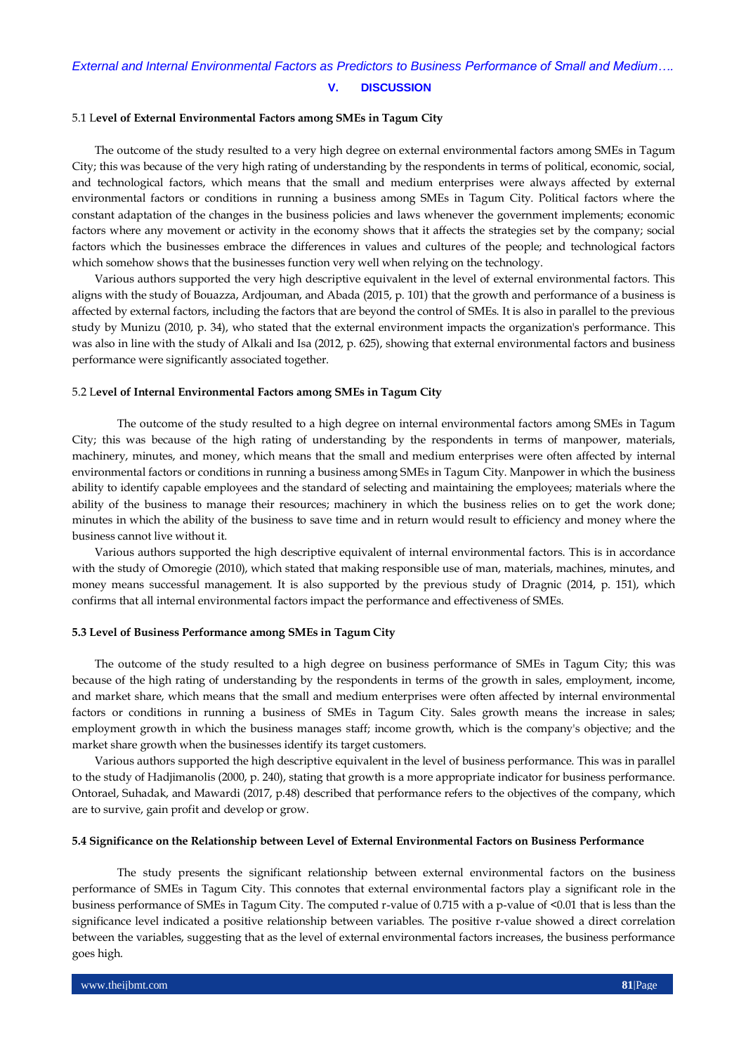## V. DISCUSSION

### 5.1 Level of External Environmental Factors among SMEs in Tagum City

The outcome of the study resulted to a very high degree on external environmental factors among SMEs in Tagum City; this was because of the very high rating of understanding by the respondents in terms of political, economic, social, and technological factors, which means that the small and medium enterprises were always affected by external environmental factors or conditions in running a business among SMEs in Tagum City. Political factors where the constant adaptation of the changes in the business policies and laws whenever the government implements; economic factors where any movement or activity in the economy shows that it affects the strategies set by the company; social factors which the businesses embrace the differences in values and cultures of the people; and technological factors which somehow shows that the businesses function very well when relying on the technology.

Various authors supported the very high descriptive equivalent in the level of external environmental factors. This aligns with the study of Bouazza, Ardjouman, and Abada (2015, p. 101) that the growth and performance of a business is affected by external factors, including the factors that are beyond the control of SMEs. It is also in parallel to the previous study by Munizu (2010, p. 34), who stated that the external environment impacts the organization's performance. This was also in line with the study of Alkali and Isa (2012, p. 625), showing that external environmental factors and business performance were significantly associated together.

### 5.2 Level of Internal Environmental Factors among SMEs in Tagum City

The outcome of the study resulted to a high degree on internal environmental factors among SMEs in Tagum City; this was because of the high rating of understanding by the respondents in terms of manpower, materials, machinery, minutes, and money, which means that the small and medium enterprises were often affected by internal environmental factors or conditions in running a business among SMEs in Tagum City. Manpower in which the business ability to identify capable employees and the standard of selecting and maintaining the employees; materials where the ability of the business to manage their resources; machinery in which the business relies on to get the work done; minutes in which the ability of the business to save time and in return would result to efficiency and money where the business cannot live without it.

Various authors supported the high descriptive equivalent of internal environmental factors. This is in accordance with the study of Omoregie (2010), which stated that making responsible use of man, materials, machines, minutes, and money means successful management. It is also supported by the previous study of Dragnic (2014, p. 151), which confirms that all internal environmental factors impact the performance and effectiveness of SMEs.

### 5.3 Level of Business Performance among SMEs in Tagum City

The outcome of the study resulted to a high degree on business performance of SMEs in Tagum City; this was because of the high rating of understanding by the respondents in terms of the growth in sales, employment, income, and market share, which means that the small and medium enterprises were often affected by internal environmental factors or conditions in running a business of SMEs in Tagum City. Sales growth means the increase in sales; employment growth in which the business manages staff; income growth, which is the company's objective; and the market share growth when the businesses identify its target customers.

Various authors supported the high descriptive equivalent in the level of business performance. This was in parallel to the study of Hadjimanolis (2000, p. 240), stating that growth is a more appropriate indicator for business performance. Ontorael, Suhadak, and Mawardi (2017, p.48) described that performance refers to the objectives of the company, which are to survive, gain profit and develop or grow.

### 5.4 Significance on the Relationship between Level of External Environmental Factors on Business Performance

The study presents the significant relationship between external environmental factors on the business performance of SMEs in Tagum City. This connotes that external environmental factors play a significant role in the business performance of SMEs in Tagum City. The computed r-value of 0.715 with a p-value of $<0.01$ that is less than the significance level indicated a positive relationship between variables. The positive r-value showed a direct correlation between the variables, suggesting that as the level of external environmental factors increases, the business performance goes high.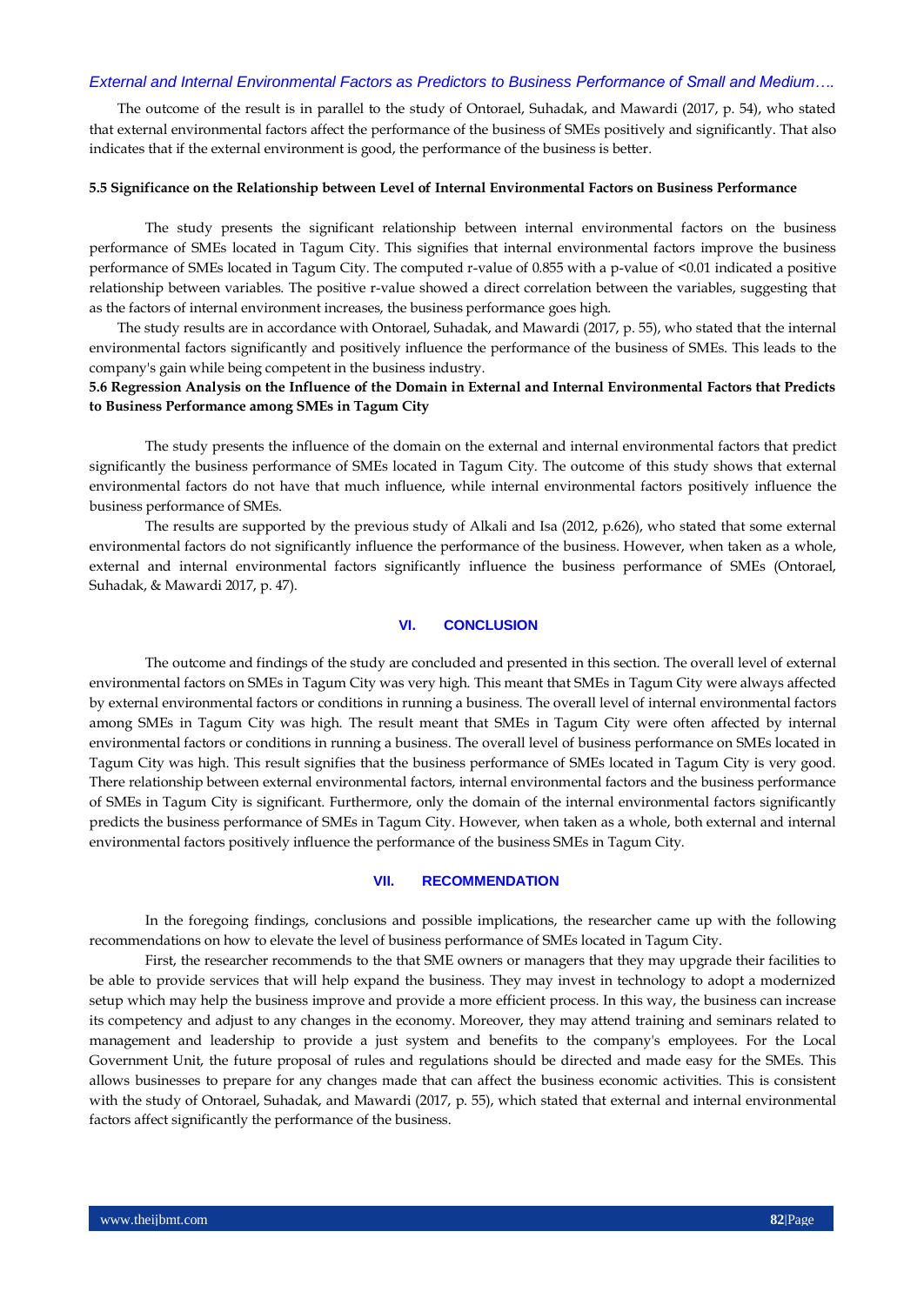The outcome of the result is in parallel to the study of Ontorael, Suhadak, and Mawardi (2017, p. 54), who stated that external environmental factors affect the performance of the business of SMEs positively and significantly. That also indicates that if the external environment is good, the performance of the business is better.

**5.5 Significance on the Relationship between Level of Internal Environmental Factors on Business Performance**

The study presents the significant relationship between internal environmental factors on the business performance of SMEs located in Tagum City. This signifies that internal environmental factors improve the business performance of SMEs located in Tagum City. The computed r-value of 0.855 with a p-value of <0.01 indicated a positive relationship between variables. The positive r-value showed a direct correlation between the variables, suggesting that as the factors of internal environment increases, the business performance goes high.

The study results are in accordance with Ontorael, Suhadak, and Mawardi (2017, p. 55), who stated that the internal environmental factors significantly and positively influence the performance of the business of SMEs. This leads to the company's gain while being competent in the business industry.

**5.6 Regression Analysis on the Influence of the Domain in External and Internal Environmental Factors that Predicts to Business Performance among SMEs in Tagum City**

The study presents the influence of the domain on the external and internal environmental factors that predict significantly the business performance of SMEs located in Tagum City. The outcome of this study shows that external environmental factors do not have that much influence, while internal environmental factors positively influence the business performance of SMEs.

The results are supported by the previous study of Alkali and Isa (2012, p.626), who stated that some external environmental factors do not significantly influence the performance of the business. However, when taken as a whole, external and internal environmental factors significantly influence the business performance of SMEs (Ontorael, Suhadak, & Mawardi 2017, p. 47).

## VI. CONCLUSION

The outcome and findings of the study are concluded and presented in this section. The overall level of external environmental factors on SMEs in Tagum City was very high. This meant that SMEs in Tagum City were always affected by external environmental factors or conditions in running a business. The overall level of internal environmental factors among SMEs in Tagum City was high. The result meant that SMEs in Tagum City were often affected by internal environmental factors or conditions in running a business. The overall level of business performance on SMEs located in Tagum City was high. This result signifies that the business performance of SMEs located in Tagum City is very good. There relationship between external environmental factors, internal environmental factors and the business performance of SMEs in Tagum City is significant. Furthermore, only the domain of the internal environmental factors significantly predicts the business performance of SMEs in Tagum City. However, when taken as a whole, both external and internal environmental factors positively influence the performance of the business SMEs in Tagum City.

## VII. RECOMMENDATION

In the foregoing findings, conclusions and possible implications, the researcher came up with the following recommendations on how to elevate the level of business performance of SMEs located in Tagum City.

First, the researcher recommends to the that SME owners or managers that they may upgrade their facilities to be able to provide services that will help expand the business. They may invest in technology to adopt a modernized setup which may help the business improve and provide a more efficient process. In this way, the business can increase its competency and adjust to any changes in the economy. Moreover, they may attend training and seminars related to management and leadership to provide a just system and benefits to the company's employees. For the Local Government Unit, the future proposal of rules and regulations should be directed and made easy for the SMEs. This allows businesses to prepare for any changes made that can affect the business economic activities. This is consistent with the study of Ontorael, Suhadak, and Mawardi (2017, p. 55), which stated that external and internal environmental factors affect significantly the performance of the business.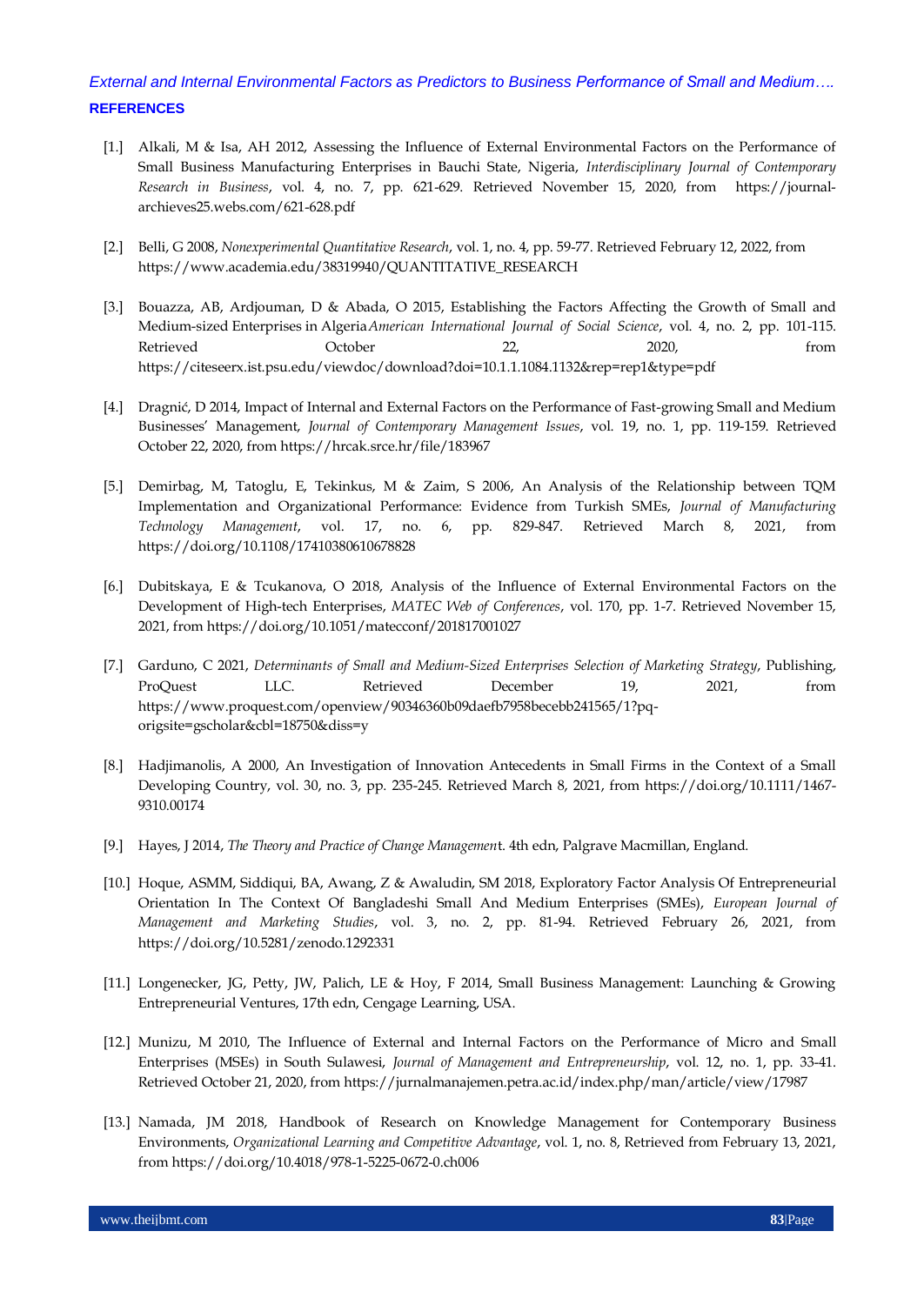## REFERENCES

[1.] Alkali, M & Isa, AH 2012, Assessing the Influence of External Environmental Factors on the Performance of Small Business Manufacturing Enterprises in Bauchi State, Nigeria, *Interdisciplinary Journal of Contemporary Research in Business*, vol. 4, no. 7, pp. 621-629. Retrieved November 15, 2020, from https://journal-archieves25.webs.com/621-628.pdf

[2.] Belli, G 2008, *Nonexperimental Quantitative Research*, vol. 1, no. 4, pp. 59-77. Retrieved February 12, 2022, from https://www.academia.edu/38319940/QUANTITATIVE_RESEARCH

[3.] Bouazza, AB, Ardjouman, D & Abada, O 2015, Establishing the Factors Affecting the Growth of Small and Medium-sized Enterprises in Algeria *American International Journal of Social Science*, vol. 4, no. 2, pp. 101-115. Retrieved October 22, 2020, from https://citeseerx.ist.psu.edu/viewdoc/download?doi=10.1.1.1084.1132&rep=rep1&type=pdf

[4.] Dragnić, D 2014, Impact of Internal and External Factors on the Performance of Fast-growing Small and Medium Businesses' Management, *Journal of Contemporary Management Issues*, vol. 19, no. 1, pp. 119-159. Retrieved October 22, 2020, from https://hrcak.srce.hr/file/183967

[5.] Demirbag, M, Tatoglu, E, Tekinkus, M & Zaim, S 2006, An Analysis of the Relationship between TQM Implementation and Organizational Performance: Evidence from Turkish SMEs, *Journal of Manufacturing Technology Management*, vol. 17, no. 6, pp. 829-847. Retrieved March 8, 2021, from https://doi.org/10.1108/17410380610678828

[6.] Dubitskaya, E & Tcukanova, O 2018, Analysis of the Influence of External Environmental Factors on the Development of High-tech Enterprises, *MATEC Web of Conferences*, vol. 170, pp. 1-7. Retrieved November 15, 2021, from https://doi.org/10.1051/matecconf/201817001027

[7.] Garduno, C 2021, *Determinants of Small and Medium-Sized Enterprises Selection of Marketing Strategy*, Publishing, ProQuest LLC. Retrieved December 19, 2021, from https://www.proquest.com/openview/90346360b09daefb7958becebb241565/1?pq-origsite=gscholar&cbl=18750&diss=y

[8.] Hadjimanolis, A 2000, An Investigation of Innovation Antecedents in Small Firms in the Context of a Small Developing Country, vol. 30, no. 3, pp. 235-245. Retrieved March 8, 2021, from https://doi.org/10.1111/1467-9310.00174

[9.] Hayes, J 2014, *The Theory and Practice of Change Managemen*t. 4th edn, Palgrave Macmillan, England.

[10.] Hoque, ASMM, Siddiqui, BA, Awang, Z & Awaludin, SM 2018, Exploratory Factor Analysis Of Entrepreneurial Orientation In The Context Of Bangladeshi Small And Medium Enterprises (SMEs), *European Journal of Management and Marketing Studies*, vol. 3, no. 2, pp. 81-94. Retrieved February 26, 2021, from https://doi.org/10.5281/zenodo.1292331

[11.] Longenecker, JG, Petty, JW, Palich, LE & Hoy, F 2014, Small Business Management: Launching & Growing Entrepreneurial Ventures, 17th edn, Cengage Learning, USA.

[12.] Munizu, M 2010, The Influence of External and Internal Factors on the Performance of Micro and Small Enterprises (MSEs) in South Sulawesi, *Journal of Management and Entrepreneurship*, vol. 12, no. 1, pp. 33-41. Retrieved October 21, 2020, from https://jurnalmanajemen.petra.ac.id/index.php/man/article/view/17987

[13.] Namada, JM 2018, Handbook of Research on Knowledge Management for Contemporary Business Environments, *Organizational Learning and Competitive Advantage*, vol. 1, no. 8, Retrieved from February 13, 2021, from https://doi.org/10.4018/978-1-5225-0672-0.ch006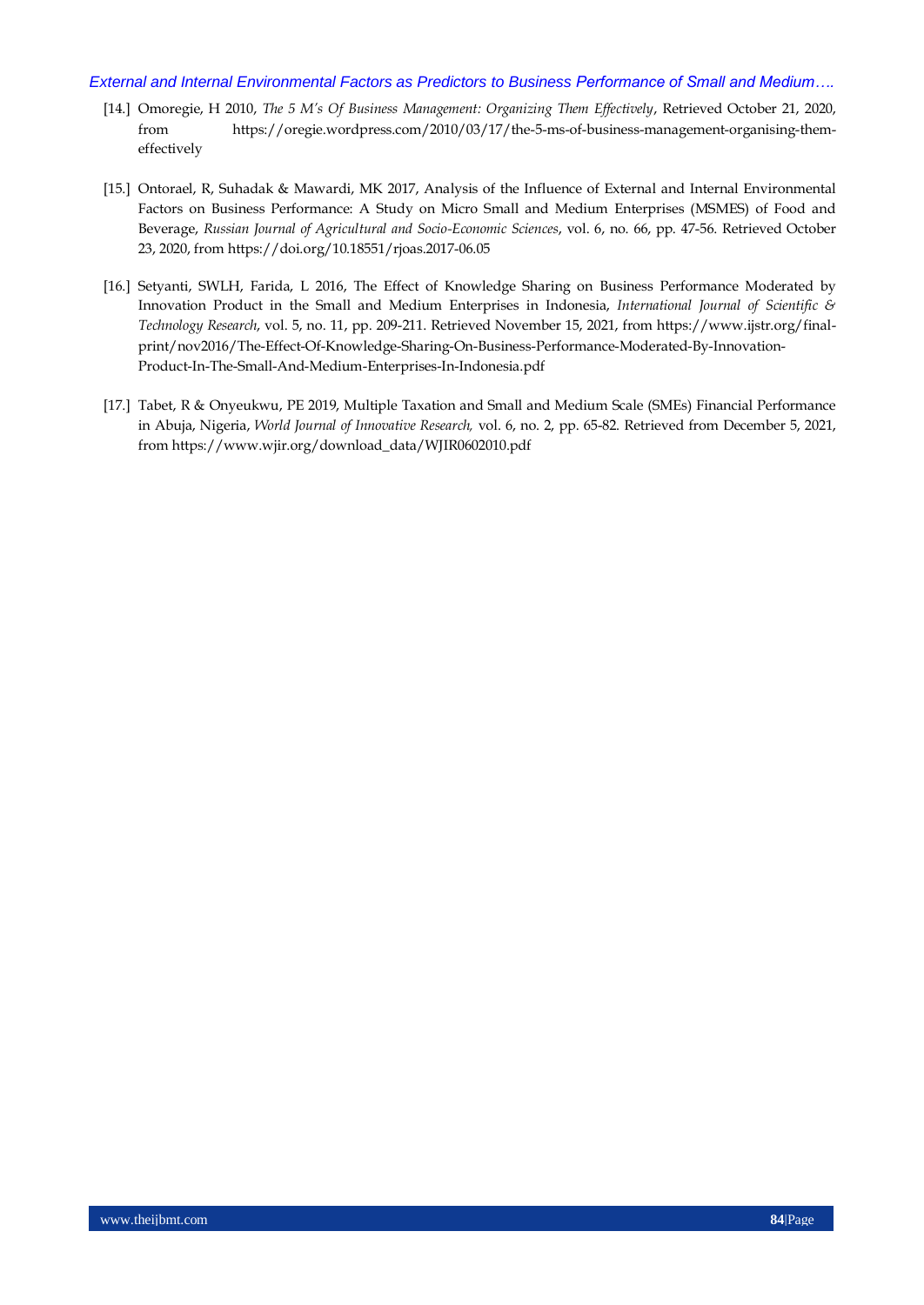[14.] Omoregie, H 2010, *The 5 M's Of Business Management: Organizing Them Effectively*, Retrieved October 21, 2020, from https://oregie.wordpress.com/2010/03/17/the-5-ms-of-business-management-organising-them-effectively

[15.] Ontorael, R, Suhadak & Mawardi, MK 2017, Analysis of the Influence of External and Internal Environmental Factors on Business Performance: A Study on Micro Small and Medium Enterprises (MSMES) of Food and Beverage, *Russian Journal of Agricultural and Socio-Economic Sciences*, vol. 6, no. 66, pp. 47-56. Retrieved October 23, 2020, from https://doi.org/10.18551/rjoas.2017-06.05

[16.] Setyanti, SWLH, Farida, L 2016, The Effect of Knowledge Sharing on Business Performance Moderated by Innovation Product in the Small and Medium Enterprises in Indonesia, *International Journal of Scientific & Technology Research*, vol. 5, no. 11, pp. 209-211. Retrieved November 15, 2021, from https://www.ijstr.org/final-print/nov2016/The-Effect-Of-Knowledge-Sharing-On-Business-Performance-Moderated-By-Innovation-Product-In-The-Small-And-Medium-Enterprises-In-Indonesia.pdf

[17.] Tabet, R & Onyeukwu, PE 2019, Multiple Taxation and Small and Medium Scale (SMEs) Financial Performance in Abuja, Nigeria, *World Journal of Innovative Research,* vol. 6, no. 2, pp. 65-82. Retrieved from December 5, 2021, from https://www.wjir.org/download_data/WJIR0602010.pdf